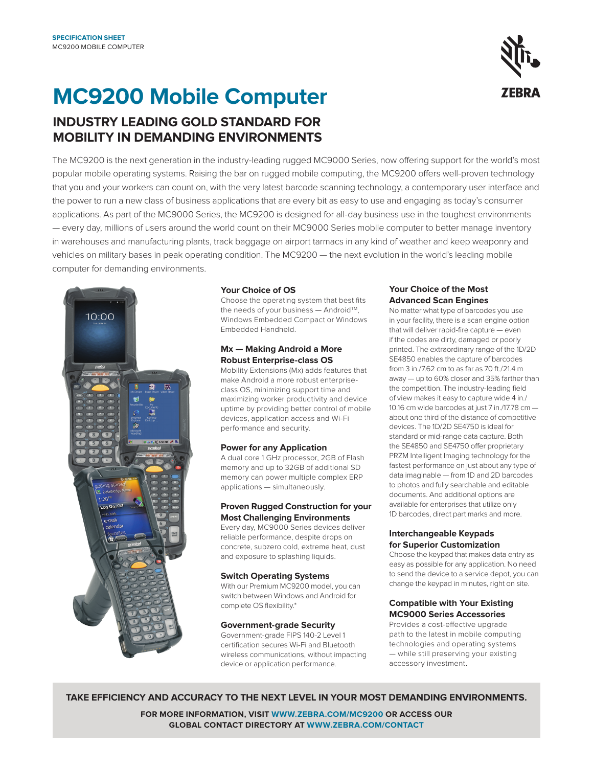SPECIFICATION SHEET
MC9200 MOBILE COMPUTER

# MC9200 Mobile Computer

## INDUSTRY LEADING GOLD STANDARD FOR MOBILITY IN DEMANDING ENVIRONMENTS

The MC9200 is the next generation in the industry-leading rugged MC9000 Series, now offering support for the world's most popular mobile operating systems. Raising the bar on rugged mobile computing, the MC9200 offers well-proven technology that you and your workers can count on, with the very latest barcode scanning technology, a contemporary user interface and the power to run a new class of business applications that are every bit as easy to use and engaging as today's consumer applications. As part of the MC9000 Series, the MC9200 is designed for all-day business use in the toughest environments — every day, millions of users around the world count on their MC9000 Series mobile computer to better manage inventory in warehouses and manufacturing plants, track baggage on airport tarmacs in any kind of weather and keep weaponry and vehicles on military bases in peak operating condition. The MC9200 — the next evolution in the world's leading mobile computer for demanding environments.

### Your Choice of OS

Choose the operating system that best fits the needs of your business — Android™, Windows Embedded Compact or Windows Embedded Handheld.

### Mx — Making Android a More Robust Enterprise-class OS

Mobility Extensions (Mx) adds features that make Android a more robust enterprise-class OS, minimizing support time and maximizing worker productivity and device uptime by providing better control of mobile devices, application access and Wi-Fi performance and security.

### Power for any Application

A dual core 1 GHz processor, 2GB of Flash memory and up to 32GB of additional SD memory can power multiple complex ERP applications — simultaneously.

### Proven Rugged Construction for your Most Challenging Environments

Every day, MC9000 Series devices deliver reliable performance, despite drops on concrete, subzero cold, extreme heat, dust and exposure to splashing liquids.

### Switch Operating Systems

With our Premium MC9200 model, you can switch between Windows and Android for complete OS flexibility.*

### Government-grade Security

Government-grade FIPS 140-2 Level 1 certification secures Wi-Fi and Bluetooth wireless communications, without impacting device or application performance.

### Your Choice of the Most Advanced Scan Engines

No matter what type of barcodes you use in your facility, there is a scan engine option that will deliver rapid-fire capture — even if the codes are dirty, damaged or poorly printed. The extraordinary range of the 1D/2D SE4850 enables the capture of barcodes from 3 in./7.62 cm to as far as 70 ft./21.4 m away — up to 60% closer and 35% farther than the competition. The industry-leading field of view makes it easy to capture wide 4 in./10.16 cm wide barcodes at just 7 in./17.78 cm — about one third of the distance of competitive devices. The 1D/2D SE4750 is ideal for standard or mid-range data capture. Both the SE4850 and SE4750 offer proprietary PRZM Intelligent Imaging technology for the fastest performance on just about any type of data imaginable — from 1D and 2D barcodes to photos and fully searchable and editable documents. And additional options are available for enterprises that utilize only 1D barcodes, direct part marks and more.

### Interchangeable Keypads for Superior Customization

Choose the keypad that makes data entry as easy as possible for any application. No need to send the device to a service depot, you can change the keypad in minutes, right on site.

### Compatible with Your Existing MC9000 Series Accessories

Provides a cost-effective upgrade path to the latest in mobile computing technologies and operating systems — while still preserving your existing accessory investment.

**TAKE EFFICIENCY AND ACCURACY TO THE NEXT LEVEL IN YOUR MOST DEMANDING ENVIRONMENTS.**

**FOR MORE INFORMATION, VISIT WWW.ZEBRA.COM/MC9200 OR ACCESS OUR GLOBAL CONTACT DIRECTORY AT WWW.ZEBRA.COM/CONTACT**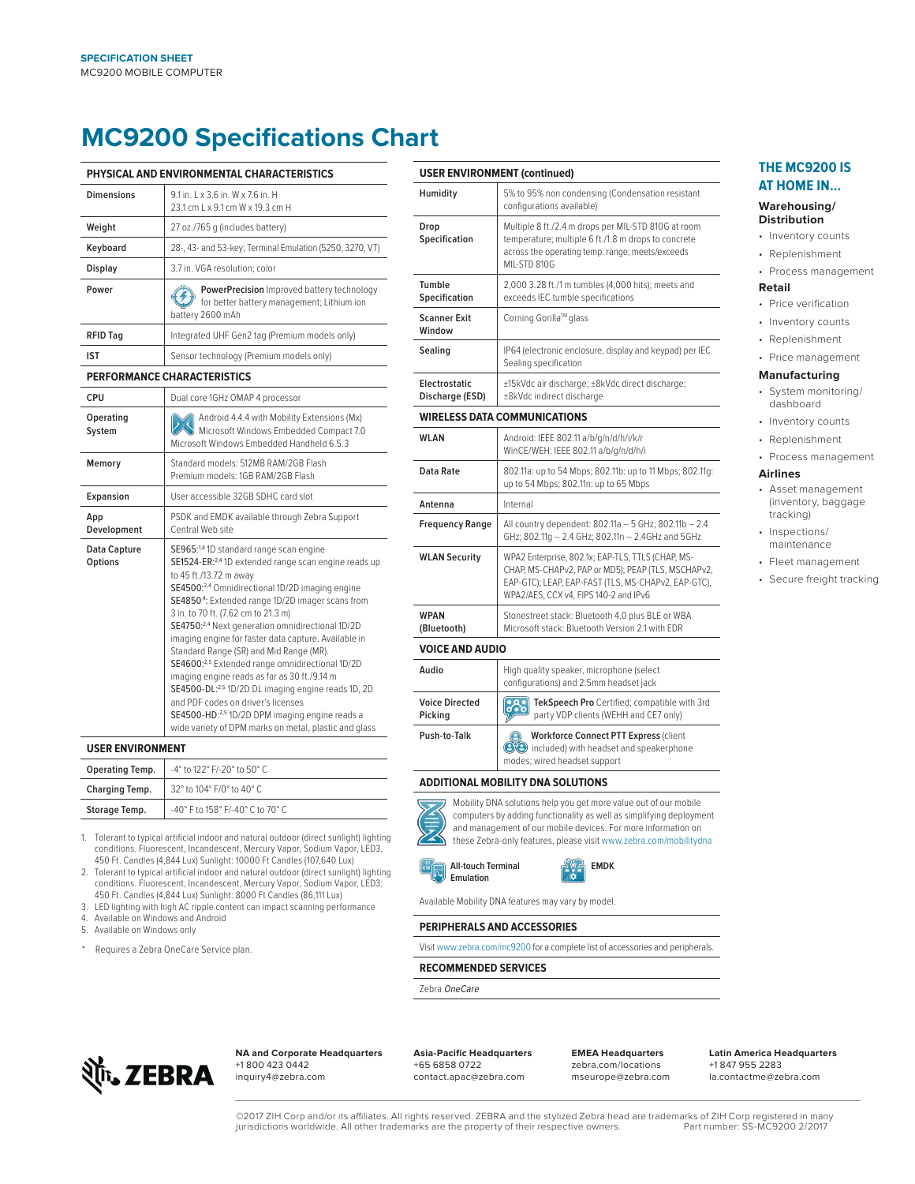# MC9200 Specifications Chart

| PHYSICAL AND ENVIRONMENTAL CHARACTERISTICS | |
|---|---|
| Dimensions | 9.1 in. L x 3.6 in. W x 7.6 in. H<br>23.1 cm L x 9.1 cm W x 19.3 cm H |
| Weight | 27 oz./765 g (includes battery) |
| Keyboard | 28-, 43- and 53-key; Terminal Emulation (5250, 3270, VT) |
| Display | 3.7 in. VGA resolution; color |
| Power | **PowerPrecision** Improved battery technology for better battery management; Lithium ion battery 2600 mAh |
| RFID Tag | Integrated UHF Gen2 tag (Premium models only) |
| IST | Sensor technology (Premium models only) |

| PERFORMANCE CHARACTERISTICS | |
|---|---|
| CPU | Dual core 1GHz OMAP 4 processor |
| Operating System | Android 4.4.4 with Mobility Extensions (Mx)<br>Microsoft Windows Embedded Compact 7.0<br>Microsoft Windows Embedded Handheld 6.5.3 |
| Memory | Standard models: 512MB RAM/2GB Flash<br>Premium models: 1GB RAM/2GB Flash |
| Expansion | User accessible 32GB SDHC card slot |
| App Development | PSDK and EMDK available through Zebra Support Central Web site |
| Data Capture Options | SE965:[1,4] 1D standard range scan engine<br>SE1524-ER:[2,4] 1D extended range scan engine reads up to 45 ft./13.72 m away<br>SE4500:[2,4] Omnidirectional 1D/2D imaging engine<br>SE4850[4]: Extended range 1D/2D imager scans from 3 in. to 70 ft. (7.62 cm to 21.3 m)<br>SE4750:[2,4] Next generation omnidirectional 1D/2D imaging engine for faster data capture. Available in Standard Range (SR) and Mid Range (MR).<br>SE4600:[2,5] Extended range omnidirectional 1D/2D imaging engine reads as far as 30 ft./9.14 m<br>SE4500-DL:[2,5] 1D/2D DL imaging engine reads 1D, 2D and PDF codes on driver's licenses<br>SE4500-HD:[2,5] 1D/2D DPM imaging engine reads a wide variety of DPM marks on metal, plastic and glass |

| USER ENVIRONMENT | |
|---|---|
| Operating Temp. | -4° to 122° F/-20° to 50° C |
| Charging Temp. | 32° to 104° F/0° to 40° C |
| Storage Temp. | -40° F to 158° F/-40° C to 70° C |

1. Tolerant to typical artificial indoor and natural outdoor (direct sunlight) lighting conditions. Fluorescent, Incandescent, Mercury Vapor, Sodium Vapor, LED3, 450 Ft. Candles (4,844 Lux) Sunlight: 10000 Ft Candles (107,640 Lux)
2. Tolerant to typical artificial indoor and natural outdoor (direct sunlight) lighting conditions. Fluorescent, Incandescent, Mercury Vapor, Sodium Vapor, LED3: 450 Ft. Candles (4,844 Lux) Sunlight: 8000 Ft Candles (86,111 Lux)
3. LED lighting with high AC ripple content can impact scanning performance
4. Available on Windows and Android
5. Available on Windows only

\* Requires a Zebra OneCare Service plan.

| USER ENVIRONMENT (continued) | |
|---|---|
| Humidity | 5% to 95% non condensing (Condensation resistant configurations available) |
| Drop Specification | Multiple 8 ft./2.4 m drops per MIL-STD 810G at room temperature; multiple 6 ft./1.8 m drops to concrete across the operating temp. range; meets/exceeds MIL-STD 810G |
| Tumble Specification | 2,000 3.28 ft./1 m tumbles (4,000 hits); meets and exceeds IEC tumble specifications |
| Scanner Exit Window | Corning Gorilla™ glass |
| Sealing | IP64 (electronic enclosure, display and keypad) per IEC Sealing specification |
| Electrostatic Discharge (ESD) | ±15kVdc air discharge; ±8kVdc direct discharge; ±8kVdc indirect discharge |

| WIRELESS DATA COMMUNICATIONS | |
|---|---|
| WLAN | Android: IEEE 802.11 a/b/g/n/d/h/i/k/r<br>WinCE/WEH: IEEE 802.11 a/b/g/n/d/h/i |
| Data Rate | 802.11a: up to 54 Mbps; 802.11b: up to 11 Mbps; 802.11g: up to 54 Mbps; 802.11n: up to 65 Mbps |
| Antenna | Internal |
| Frequency Range | All country dependent: 802.11a – 5 GHz; 802.11b – 2.4 GHz; 802.11g – 2.4 GHz; 802.11n – 2.4GHz and 5GHz |
| WLAN Security | WPA2 Enterprise, 802.1x; EAP-TLS; TTLS (CHAP, MS-CHAP, MS-CHAPv2, PAP or MD5); PEAP (TLS, MSCHAPv2, EAP-GTC); LEAP, EAP-FAST (TLS, MS-CHAPv2, EAP-GTC), WPA2/AES, CCX v4, FIPS 140-2 and IPv6 |
| WPAN (Bluetooth) | Stonestreet stack: Bluetooth 4.0 plus BLE or WBA<br>Microsoft stack: Bluetooth Version 2.1 with EDR |

| VOICE AND AUDIO | |
|---|---|
| Audio | High quality speaker, microphone (select configurations) and 2.5mm headset jack |
| Voice Directed Picking | **TekSpeech Pro** Certified; compatible with 3rd party VDP clients (WEHH and CE7 only) |
| Push-to-Talk | **Workforce Connect PTT Express** (client included) with headset and speakerphone modes; wired headset support |

## ADDITIONAL MOBILITY DNA SOLUTIONS

Mobility DNA solutions help you get more value out of our mobile computers by adding functionality as well as simplifying deployment and management of our mobile devices. For more information on these Zebra-only features, please visit www.zebra.com/mobilitydna

All-touch Terminal Emulation

EMDK

Available Mobility DNA features may vary by model.

## PERIPHERALS AND ACCESSORIES

Visit www.zebra.com/mc9200 for a complete list of accessories and peripherals.

## RECOMMENDED SERVICES

Zebra *OneCare*

## THE MC9200 IS AT HOME IN...

**Warehousing/ Distribution**
- Inventory counts
- Replenishment
- Process management

**Retail**
- Price verification
- Inventory counts
- Replenishment
- Price management

**Manufacturing**
- System monitoring/ dashboard
- Inventory counts
- Replenishment
- Process management

**Airlines**
- Asset management (inventory, baggage tracking)
- Inspections/ maintenance
- Fleet management
- Secure freight tracking

ZEBRA

**NA and Corporate Headquarters**
+1 800 423 0442
inquiry4@zebra.com

**Asia-Pacific Headquarters**
+65 6858 0722
contact.apac@zebra.com

**EMEA Headquarters**
zebra.com/locations
mseurope@zebra.com

**Latin America Headquarters**
+1 847 955 2283
la.contactme@zebra.com

©2017 ZIH Corp and/or its affiliates. All rights reserved. ZEBRA and the stylized Zebra head are trademarks of ZIH Corp registered in many jurisdictions worldwide. All other trademarks are the property of their respective owners. Part number: SS-MC9200 2/2017